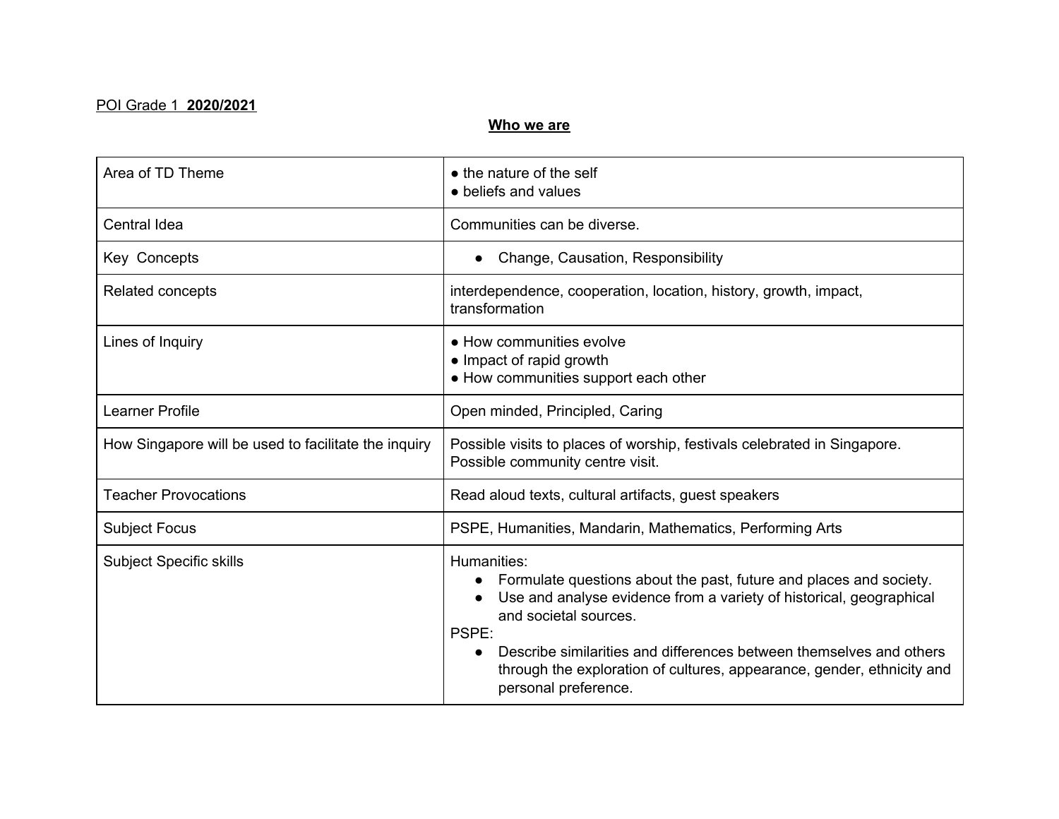POI Grade 1 **2020/2021**

## Who we are

| | |
|---|---|
| Area of TD Theme | ● the nature of the self<br>● beliefs and values |
| Central Idea | Communities can be diverse. |
| Key Concepts | ● Change, Causation, Responsibility |
| Related concepts | interdependence, cooperation, location, history, growth, impact, transformation |
| Lines of Inquiry | ● How communities evolve<br>● Impact of rapid growth<br>● How communities support each other |
| Learner Profile | Open minded, Principled, Caring |
| How Singapore will be used to facilitate the inquiry | Possible visits to places of worship, festivals celebrated in Singapore. Possible community centre visit. |
| Teacher Provocations | Read aloud texts, cultural artifacts, guest speakers |
| Subject Focus | PSPE, Humanities, Mandarin, Mathematics, Performing Arts |
| Subject Specific skills | Humanities:<br>● Formulate questions about the past, future and places and society.<br>● Use and analyse evidence from a variety of historical, geographical and societal sources.<br>PSPE:<br>● Describe similarities and differences between themselves and others through the exploration of cultures, appearance, gender, ethnicity and personal preference. |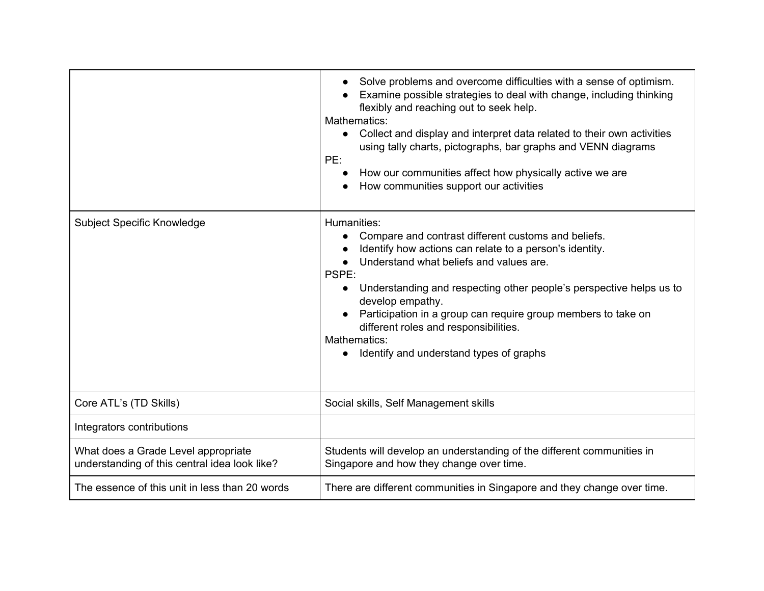| | |
|---|---|
| | • Solve problems and overcome difficulties with a sense of optimism.<br>• Examine possible strategies to deal with change, including thinking flexibly and reaching out to seek help.<br>Mathematics:<br>• Collect and display and interpret data related to their own activities using tally charts, pictographs, bar graphs and VENN diagrams<br>PE:<br>• How our communities affect how physically active we are<br>• How communities support our activities |
| Subject Specific Knowledge | Humanities:<br>• Compare and contrast different customs and beliefs.<br>• Identify how actions can relate to a person's identity.<br>• Understand what beliefs and values are.<br>PSPE:<br>• Understanding and respecting other people's perspective helps us to develop empathy.<br>• Participation in a group can require group members to take on different roles and responsibilities.<br>Mathematics:<br>• Identify and understand types of graphs |
| Core ATL's (TD Skills) | Social skills, Self Management skills |
| Integrators contributions | |
| What does a Grade Level appropriate understanding of this central idea look like? | Students will develop an understanding of the different communities in Singapore and how they change over time. |
| The essence of this unit in less than 20 words | There are different communities in Singapore and they change over time. |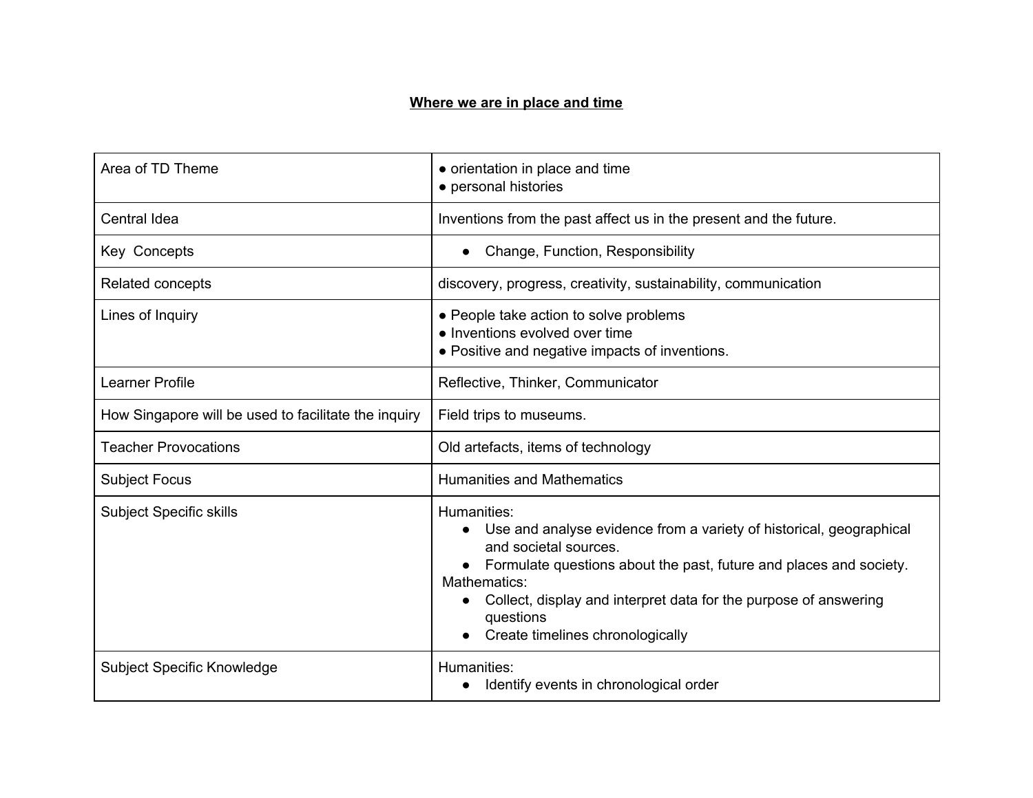## Where we are in place and time

| | |
|---|---|
| Area of TD Theme | ● orientation in place and time<br>● personal histories |
| Central Idea | Inventions from the past affect us in the present and the future. |
| Key Concepts | ● Change, Function, Responsibility |
| Related concepts | discovery, progress, creativity, sustainability, communication |
| Lines of Inquiry | ● People take action to solve problems<br>● Inventions evolved over time<br>● Positive and negative impacts of inventions. |
| Learner Profile | Reflective, Thinker, Communicator |
| How Singapore will be used to facilitate the inquiry | Field trips to museums. |
| Teacher Provocations | Old artefacts, items of technology |
| Subject Focus | Humanities and Mathematics |
| Subject Specific skills | Humanities:<br>● Use and analyse evidence from a variety of historical, geographical and societal sources.<br>● Formulate questions about the past, future and places and society.<br>Mathematics:<br>● Collect, display and interpret data for the purpose of answering questions<br>● Create timelines chronologically |
| Subject Specific Knowledge | Humanities:<br>● Identify events in chronological order |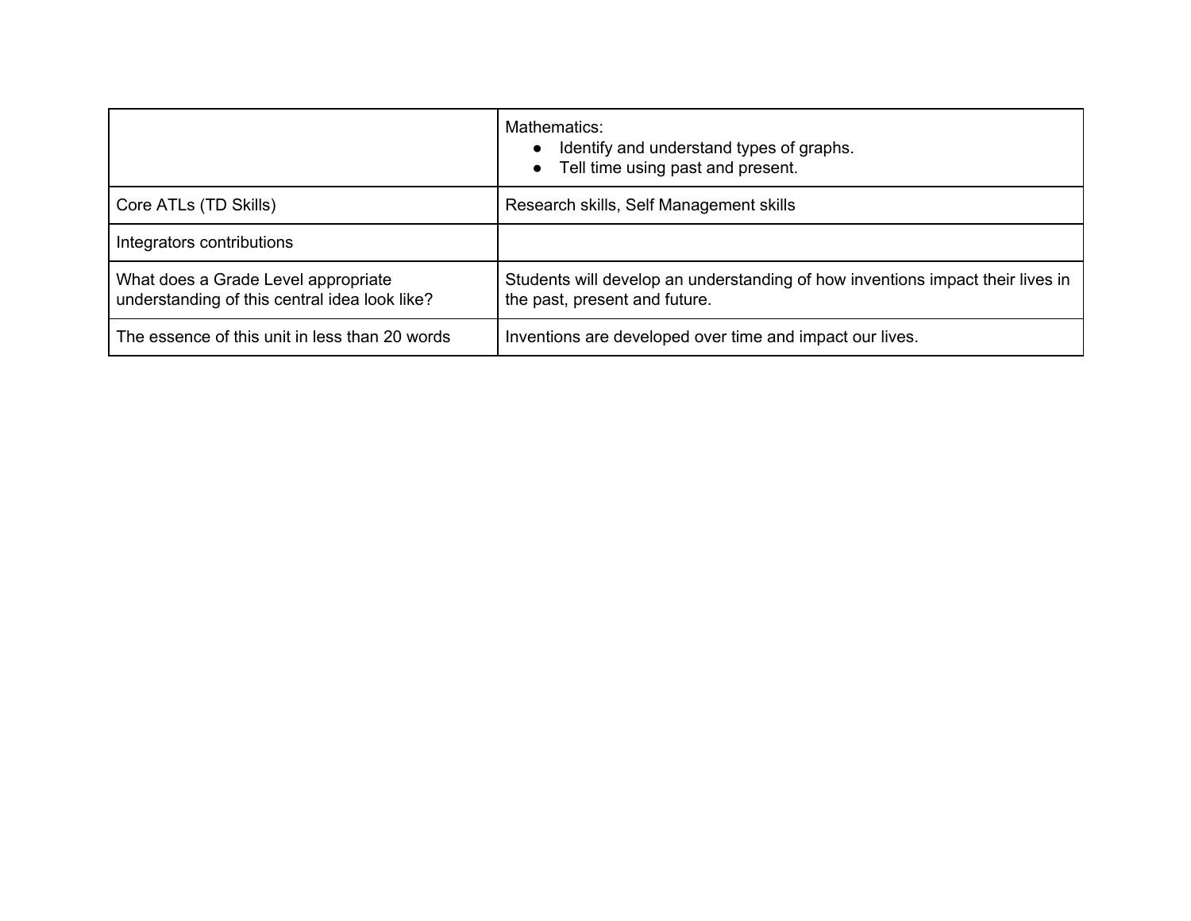| | |
|---|---|
| | Mathematics:<br>● Identify and understand types of graphs.<br>● Tell time using past and present. |
| Core ATLs (TD Skills) | Research skills, Self Management skills |
| Integrators contributions | |
| What does a Grade Level appropriate understanding of this central idea look like? | Students will develop an understanding of how inventions impact their lives in the past, present and future. |
| The essence of this unit in less than 20 words | Inventions are developed over time and impact our lives. |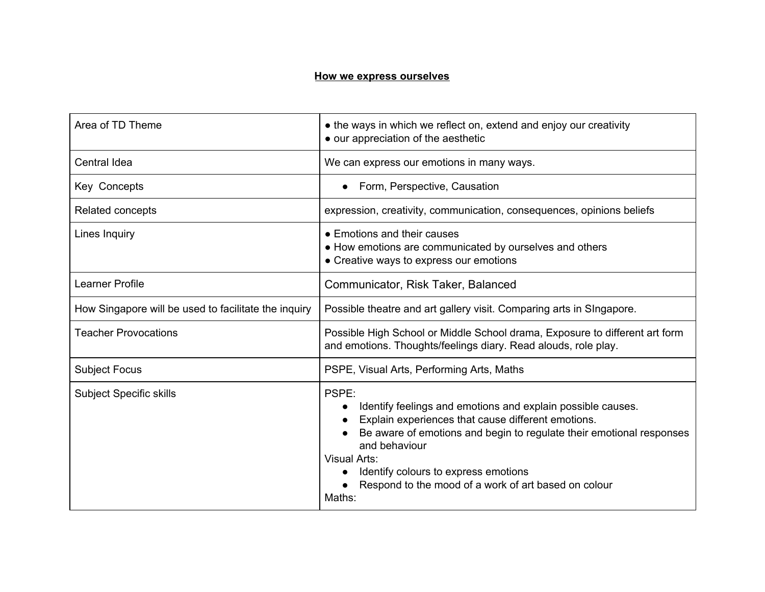**How we express ourselves**

| | |
|---|---|
| Area of TD Theme | ● the ways in which we reflect on, extend and enjoy our creativity<br>● our appreciation of the aesthetic |
| Central Idea | We can express our emotions in many ways. |
| Key Concepts | ● Form, Perspective, Causation |
| Related concepts | expression, creativity, communication, consequences, opinions beliefs |
| Lines Inquiry | ● Emotions and their causes<br>● How emotions are communicated by ourselves and others<br>● Creative ways to express our emotions |
| Learner Profile | Communicator, Risk Taker, Balanced |
| How Singapore will be used to facilitate the inquiry | Possible theatre and art gallery visit. Comparing arts in SIngapore. |
| Teacher Provocations | Possible High School or Middle School drama, Exposure to different art form and emotions. Thoughts/feelings diary. Read alouds, role play. |
| Subject Focus | PSPE, Visual Arts, Performing Arts, Maths |
| Subject Specific skills | PSPE:<br>● Identify feelings and emotions and explain possible causes.<br>● Explain experiences that cause different emotions.<br>● Be aware of emotions and begin to regulate their emotional responses and behaviour<br>Visual Arts:<br>● Identify colours to express emotions<br>● Respond to the mood of a work of art based on colour<br>Maths: |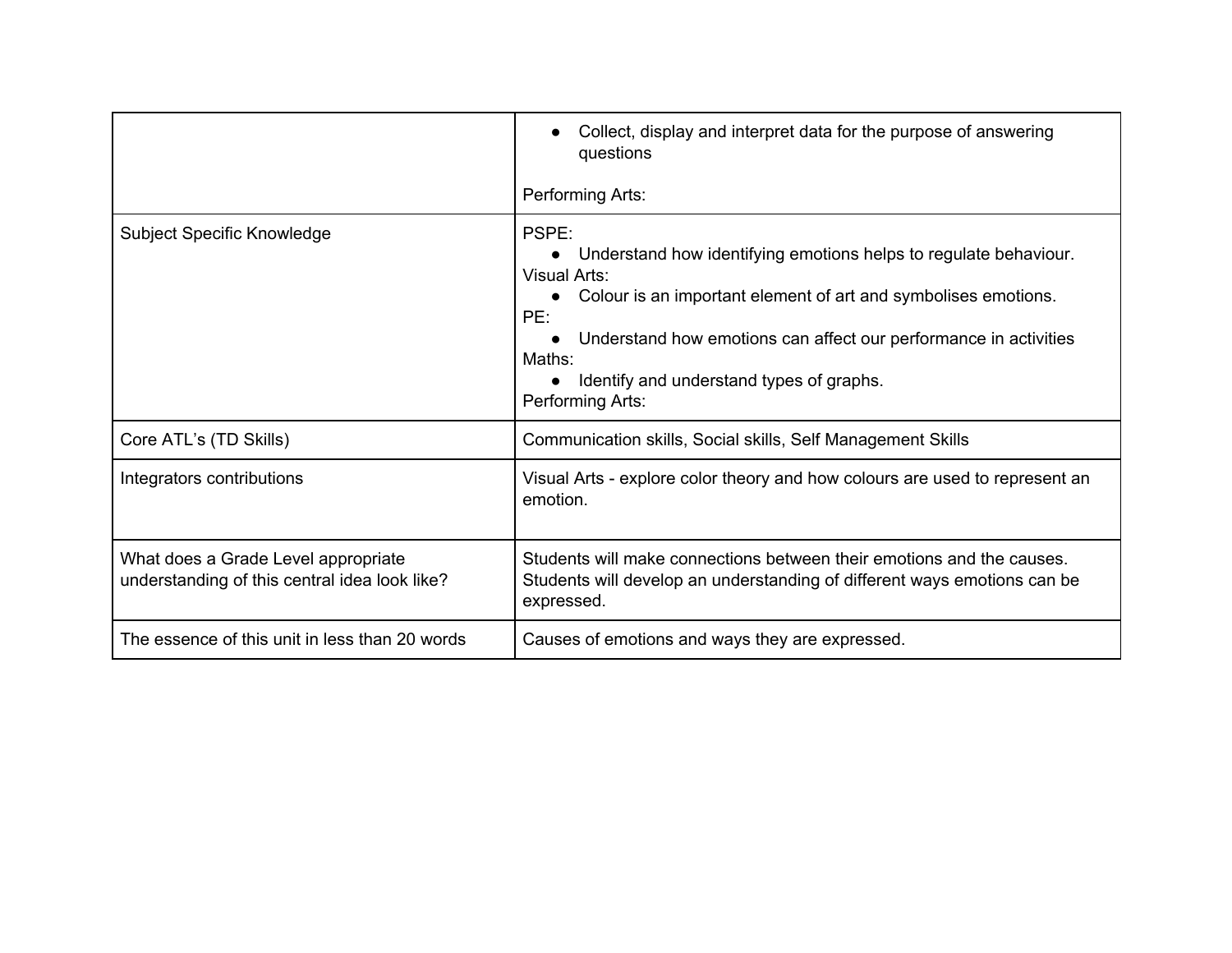| | |
|---|---|
| | • Collect, display and interpret data for the purpose of answering questions<br><br>Performing Arts: |
| Subject Specific Knowledge | PSPE:<br>• Understand how identifying emotions helps to regulate behaviour.<br>Visual Arts:<br>• Colour is an important element of art and symbolises emotions.<br>PE:<br>• Understand how emotions can affect our performance in activities<br>Maths:<br>• Identify and understand types of graphs.<br>Performing Arts: |
| Core ATL's (TD Skills) | Communication skills, Social skills, Self Management Skills |
| Integrators contributions | Visual Arts - explore color theory and how colours are used to represent an emotion. |
| What does a Grade Level appropriate understanding of this central idea look like? | Students will make connections between their emotions and the causes. Students will develop an understanding of different ways emotions can be expressed. |
| The essence of this unit in less than 20 words | Causes of emotions and ways they are expressed. |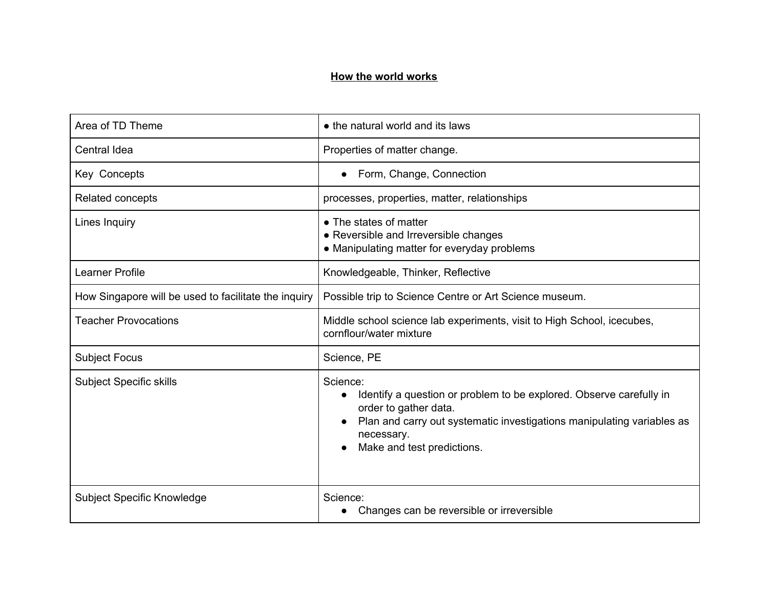## **How the world works**

| Area of TD Theme | ● the natural world and its laws |
|---|---|
| Central Idea | Properties of matter change. |
| Key Concepts | ● Form, Change, Connection |
| Related concepts | processes, properties, matter, relationships |
| Lines Inquiry | ● The states of matter<br>● Reversible and Irreversible changes<br>● Manipulating matter for everyday problems |
| Learner Profile | Knowledgeable, Thinker, Reflective |
| How Singapore will be used to facilitate the inquiry | Possible trip to Science Centre or Art Science museum. |
| Teacher Provocations | Middle school science lab experiments, visit to High School, icecubes, cornflour/water mixture |
| Subject Focus | Science, PE |
| Subject Specific skills | Science:<br>● Identify a question or problem to be explored. Observe carefully in order to gather data.<br>● Plan and carry out systematic investigations manipulating variables as necessary.<br>● Make and test predictions. |
| Subject Specific Knowledge | Science:<br>● Changes can be reversible or irreversible |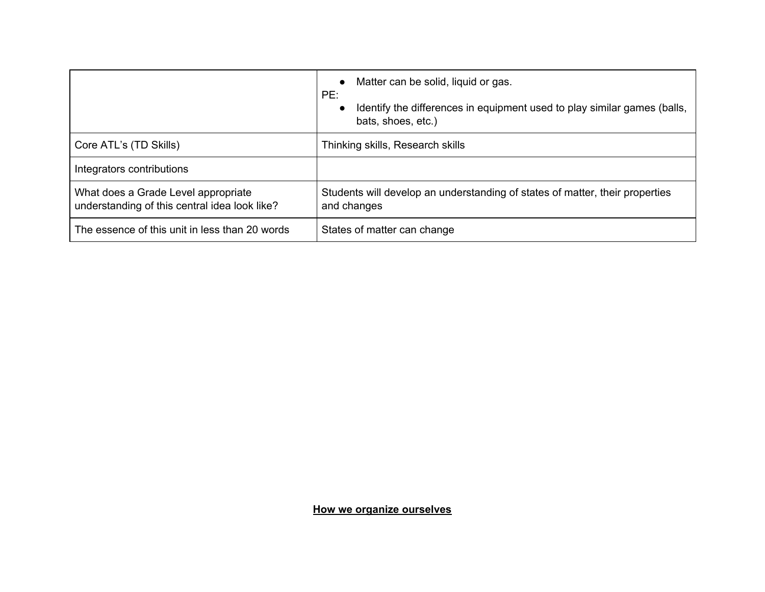| | |
|---|---|
| | • Matter can be solid, liquid or gas.<br>PE:<br>• Identify the differences in equipment used to play similar games (balls, bats, shoes, etc.) |
| Core ATL's (TD Skills) | Thinking skills, Research skills |
| Integrators contributions | |
| What does a Grade Level appropriate understanding of this central idea look like? | Students will develop an understanding of states of matter, their properties and changes |
| The essence of this unit in less than 20 words | States of matter can change |

**<u>How we organize ourselves</u>**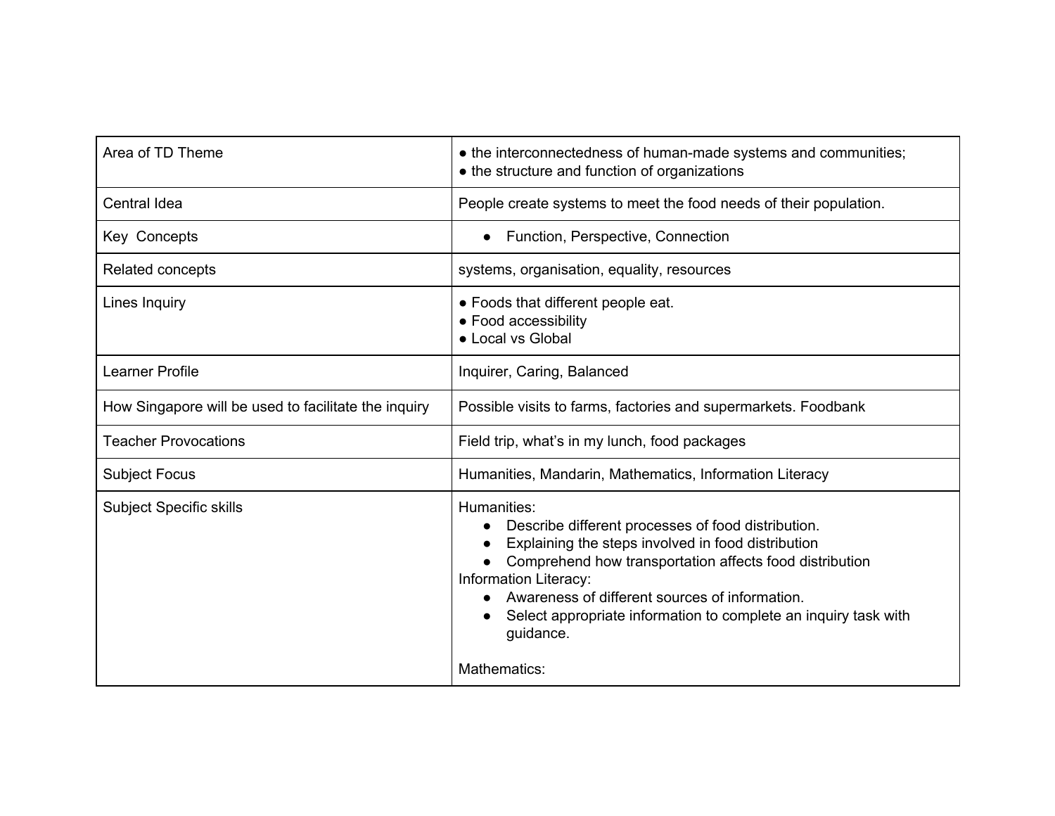| Area of TD Theme | ● the interconnectedness of human-made systems and communities;<br>● the structure and function of organizations |
|---|---|
| Central Idea | People create systems to meet the food needs of their population. |
| Key Concepts | ● Function, Perspective, Connection |
| Related concepts | systems, organisation, equality, resources |
| Lines Inquiry | ● Foods that different people eat.<br>● Food accessibility<br>● Local vs Global |
| Learner Profile | Inquirer, Caring, Balanced |
| How Singapore will be used to facilitate the inquiry | Possible visits to farms, factories and supermarkets. Foodbank |
| Teacher Provocations | Field trip, what's in my lunch, food packages |
| Subject Focus | Humanities, Mandarin, Mathematics, Information Literacy |
| Subject Specific skills | Humanities:<br>● Describe different processes of food distribution.<br>● Explaining the steps involved in food distribution<br>● Comprehend how transportation affects food distribution<br>Information Literacy:<br>● Awareness of different sources of information.<br>● Select appropriate information to complete an inquiry task with guidance.<br><br>Mathematics: |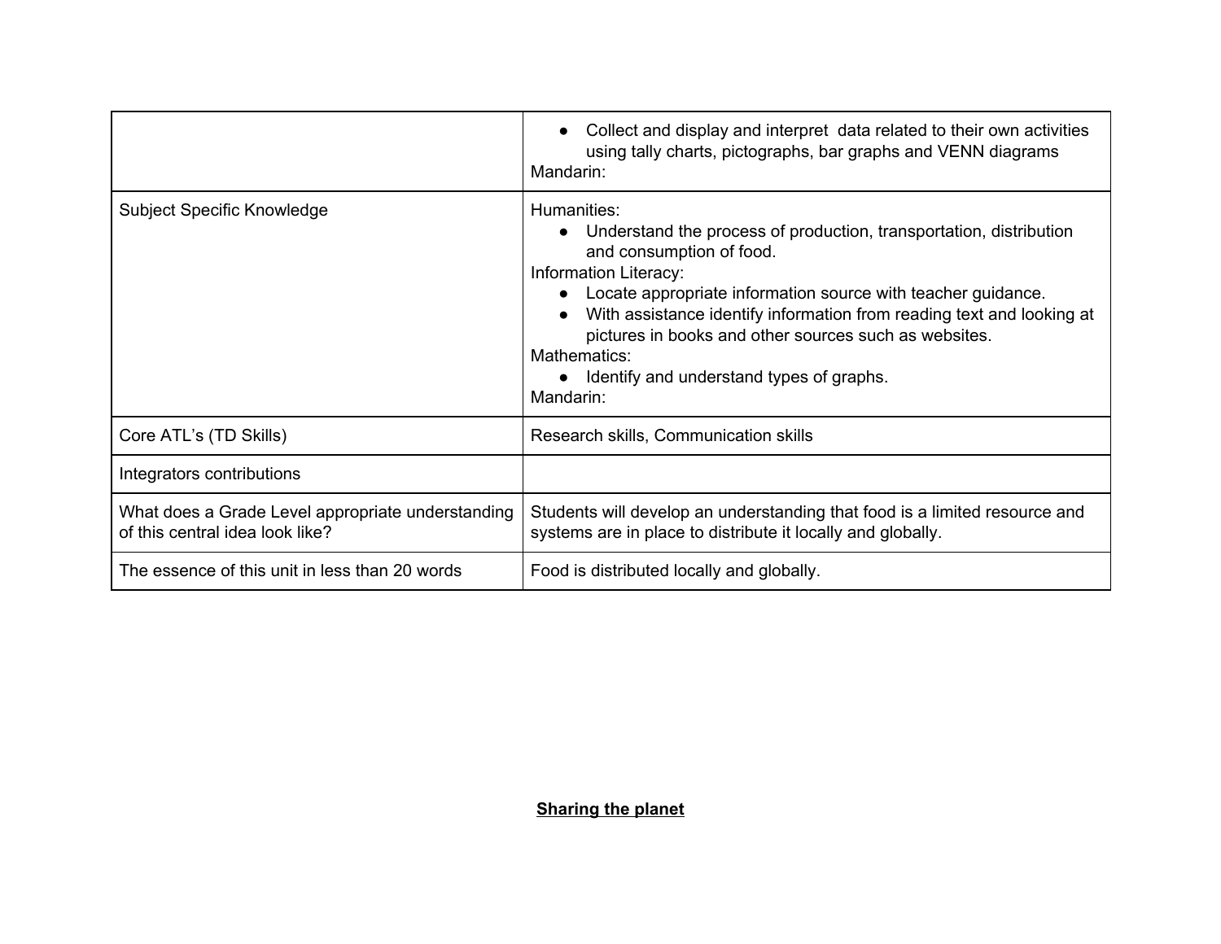| | |
|---|---|
| | <ul><li>Collect and display and interpret  data related to their own activities using tally charts, pictographs, bar graphs and VENN diagrams</li></ul>Mandarin: |
| Subject Specific Knowledge | Humanities:<ul><li>Understand the process of production, transportation, distribution and consumption of food.</li></ul>Information Literacy:<ul><li>Locate appropriate information source with teacher guidance.</li><li>With assistance identify information from reading text and looking at pictures in books and other sources such as websites.</li></ul>Mathematics:<ul><li>Identify and understand types of graphs.</li></ul>Mandarin: |
| Core ATL's (TD Skills) | Research skills, Communication skills |
| Integrators contributions | |
| What does a Grade Level appropriate understanding of this central idea look like? | Students will develop an understanding that food is a limited resource and systems are in place to distribute it locally and globally. |
| The essence of this unit in less than 20 words | Food is distributed locally and globally. |

**<u>Sharing the planet</u>**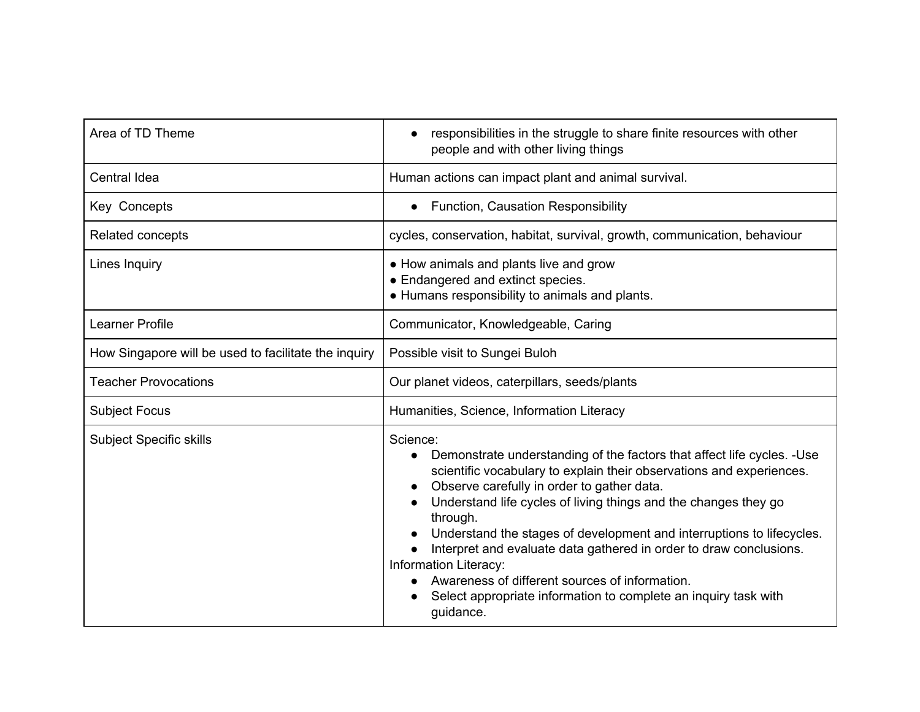| Area of TD Theme | • responsibilities in the struggle to share finite resources with other people and with other living things |
|---|---|
| Central Idea | Human actions can impact plant and animal survival. |
| Key Concepts | • Function, Causation Responsibility |
| Related concepts | cycles, conservation, habitat, survival, growth, communication, behaviour |
| Lines Inquiry | • How animals and plants live and grow<br>• Endangered and extinct species.<br>• Humans responsibility to animals and plants. |
| Learner Profile | Communicator, Knowledgeable, Caring |
| How Singapore will be used to facilitate the inquiry | Possible visit to Sungei Buloh |
| Teacher Provocations | Our planet videos, caterpillars, seeds/plants |
| Subject Focus | Humanities, Science, Information Literacy |
| Subject Specific skills | Science:<br>• Demonstrate understanding of the factors that affect life cycles. -Use scientific vocabulary to explain their observations and experiences.<br>• Observe carefully in order to gather data.<br>• Understand life cycles of living things and the changes they go through.<br>• Understand the stages of development and interruptions to lifecycles.<br>• Interpret and evaluate data gathered in order to draw conclusions.<br>Information Literacy:<br>• Awareness of different sources of information.<br>• Select appropriate information to complete an inquiry task with guidance. |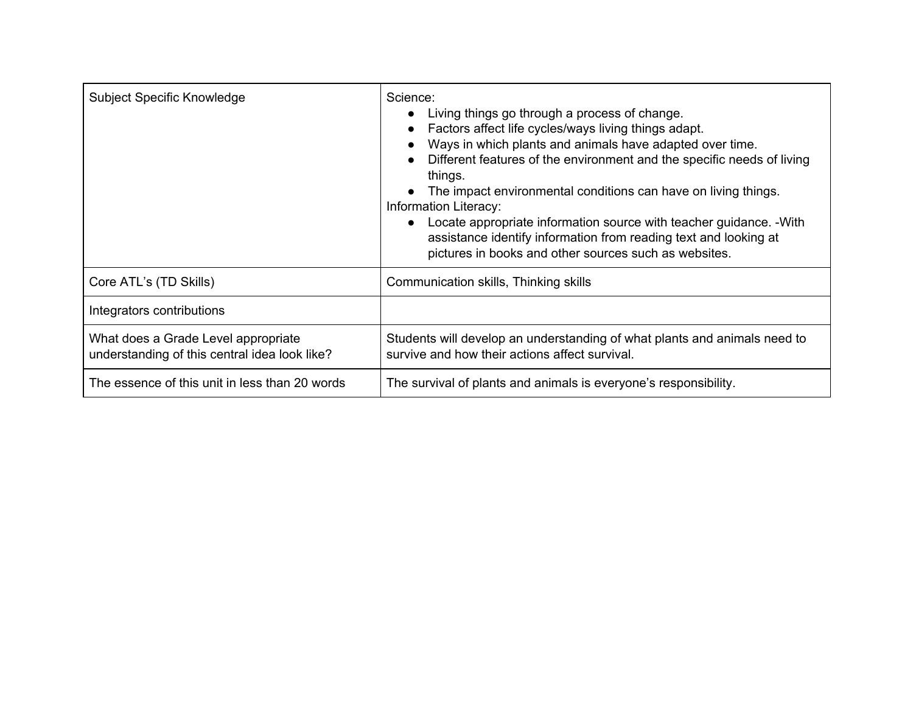| | |
|---|---|
| Subject Specific Knowledge | Science:<br>● Living things go through a process of change.<br>● Factors affect life cycles/ways living things adapt.<br>● Ways in which plants and animals have adapted over time.<br>● Different features of the environment and the specific needs of living things.<br>● The impact environmental conditions can have on living things.<br>Information Literacy:<br>● Locate appropriate information source with teacher guidance. -With assistance identify information from reading text and looking at pictures in books and other sources such as websites. |
| Core ATL's (TD Skills) | Communication skills, Thinking skills |
| Integrators contributions | |
| What does a Grade Level appropriate understanding of this central idea look like? | Students will develop an understanding of what plants and animals need to survive and how their actions affect survival. |
| The essence of this unit in less than 20 words | The survival of plants and animals is everyone's responsibility. |